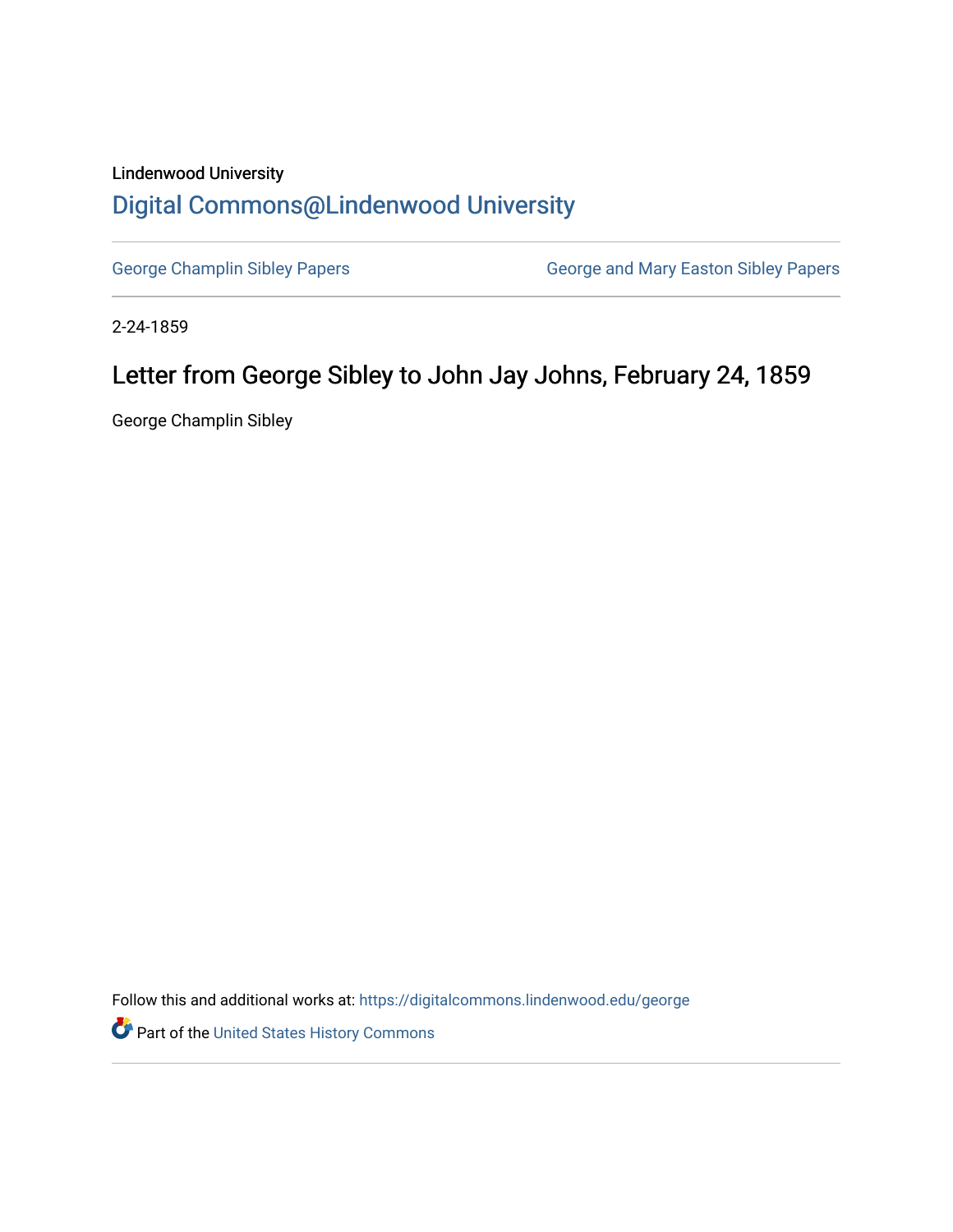Lindenwood University

# Digital Commons@Lindenwood University

George Champlin Sibley Papers

George and Mary Easton Sibley Papers

2-24-1859

## Letter from George Sibley to John Jay Johns, February 24, 1859

George Champlin Sibley

Follow this and additional works at: https://digitalcommons.lindenwood.edu/george

Part of the United States History Commons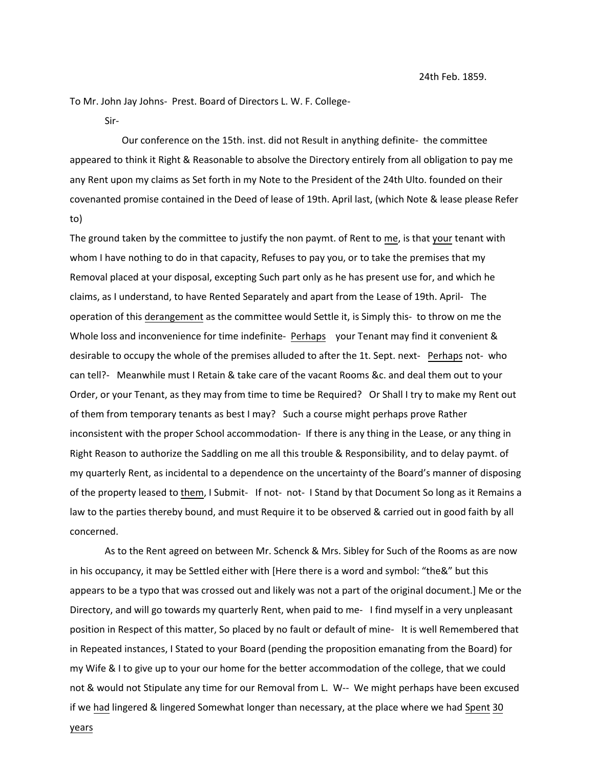24th Feb. 1859.

To Mr. John Jay Johns- Prest. Board of Directors L. W. F. College-

Sir-

Our conference on the 15th. inst. did not Result in anything definite- the committee appeared to think it Right & Reasonable to absolve the Directory entirely from all obligation to pay me any Rent upon my claims as Set forth in my Note to the President of the 24th Ulto. founded on their covenanted promise contained in the Deed of lease of 19th. April last, (which Note & lease please Refer to)

The ground taken by the committee to justify the non paymt. of Rent to <u>me</u>, is that <u>your</u> tenant with whom I have nothing to do in that capacity, Refuses to pay you, or to take the premises that my Removal placed at your disposal, excepting Such part only as he has present use for, and which he claims, as I understand, to have Rented Separately and apart from the Lease of 19th. April- The operation of this <u>derangement</u> as the committee would Settle it, is Simply this- to throw on me the Whole loss and inconvenience for time indefinite- <u>Perhaps</u> your Tenant may find it convenient & desirable to occupy the whole of the premises alluded to after the 1t. Sept. next- <u>Perhaps</u> not- who can tell?- Meanwhile must I Retain & take care of the vacant Rooms &c. and deal them out to your Order, or your Tenant, as they may from time to time be Required? Or Shall I try to make my Rent out of them from temporary tenants as best I may? Such a course might perhaps prove Rather inconsistent with the proper School accommodation- If there is any thing in the Lease, or any thing in Right Reason to authorize the Saddling on me all this trouble & Responsibility, and to delay paymt. of my quarterly Rent, as incidental to a dependence on the uncertainty of the Board's manner of disposing of the property leased to <u>them</u>, I Submit- If not- not- I Stand by that Document So long as it Remains a law to the parties thereby bound, and must Require it to be observed & carried out in good faith by all concerned.

As to the Rent agreed on between Mr. Schenck & Mrs. Sibley for Such of the Rooms as are now in his occupancy, it may be Settled either with [Here there is a word and symbol: "the&" but this appears to be a typo that was crossed out and likely was not a part of the original document.] Me or the Directory, and will go towards my quarterly Rent, when paid to me- I find myself in a very unpleasant position in Respect of this matter, So placed by no fault or default of mine- It is well Remembered that in Repeated instances, I Stated to your Board (pending the proposition emanating from the Board) for my Wife & I to give up to your our home for the better accommodation of the college, that we could not & would not Stipulate any time for our Removal from L. W-- We might perhaps have been excused if we <u>had</u> lingered & lingered Somewhat longer than necessary, at the place where we had <u>Spent</u> <u>30</u> <u>years</u>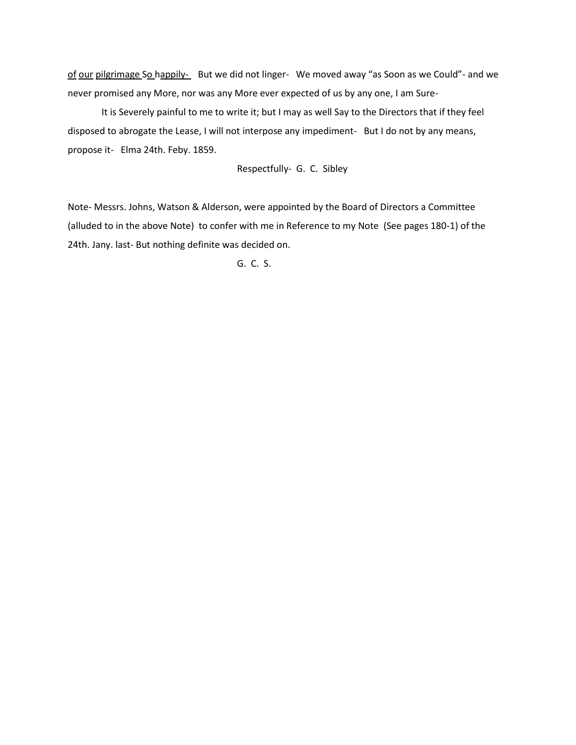<u>of</u> <u>our</u> <u>pilgrimage</u> <u>So</u> <u>happily-</u>   But we did not linger-   We moved away "as Soon as we Could"- and we never promised any More, nor was any More ever expected of us by any one, I am Sure-

It is Severely painful to me to write it; but I may as well Say to the Directors that if they feel disposed to abrogate the Lease, I will not interpose any impediment-   But I do not by any means, propose it-   Elma 24th. Feby. 1859.

Respectfully-  G. C. Sibley

Note- Messrs. Johns, Watson & Alderson, were appointed by the Board of Directors a Committee (alluded to in the above Note) to confer with me in Reference to my Note (See pages 180-1) of the 24th. Jany. last- But nothing definite was decided on.

G. C. S.